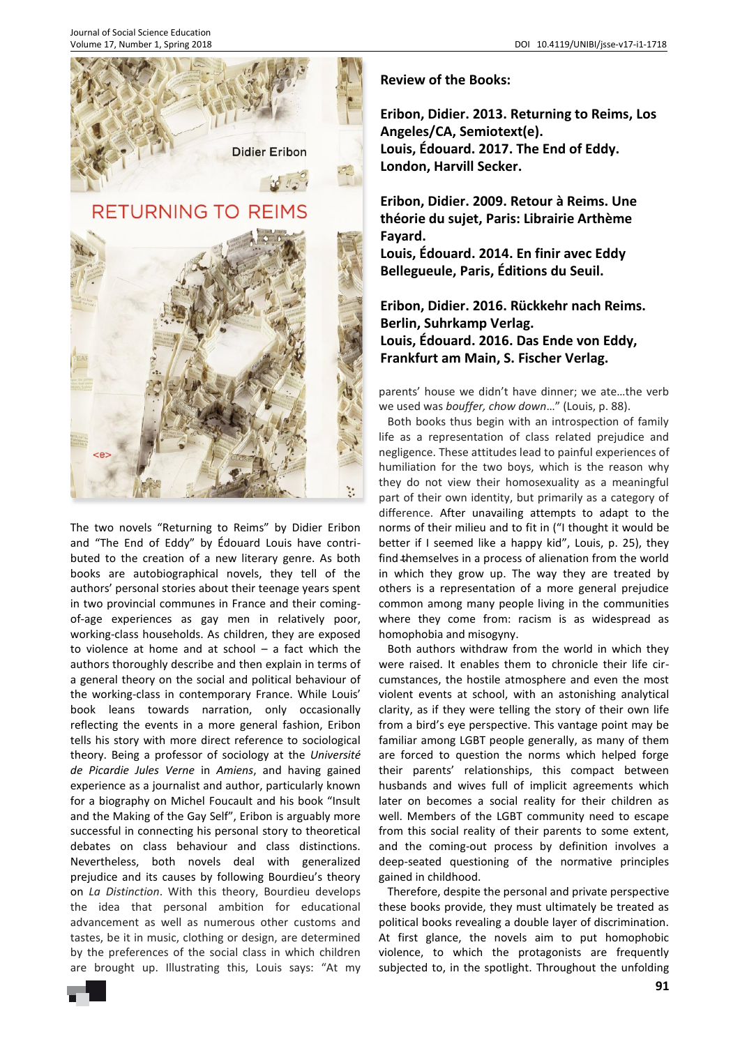**Review of the Books:**

**Eribon, Didier. 2013. Returning to Reims, Los Angeles/CA, Semiotext(e).**
**Louis, Édouard. 2017. The End of Eddy. London, Harvill Secker.**

**Eribon, Didier. 2009. Retour à Reims. Une théorie du sujet, Paris: Librairie Arthème Fayard.**
**Louis, Édouard. 2014. En finir avec Eddy Bellegueule, Paris, Éditions du Seuil.**

**Eribon, Didier. 2016. Rückkehr nach Reims. Berlin, Suhrkamp Verlag.**
**Louis, Édouard. 2016. Das Ende von Eddy, Frankfurt am Main, S. Fischer Verlag.**

The two novels "Returning to Reims" by Didier Eribon and "The End of Eddy" by Édouard Louis have contributed to the creation of a new literary genre. As both books are autobiographical novels, they tell of the authors' personal stories about their teenage years spent in two provincial communes in France and their coming-of-age experiences as gay men in relatively poor, working-class households. As children, they are exposed to violence at home and at school – a fact which the authors thoroughly describe and then explain in terms of a general theory on the social and political behaviour of the working-class in contemporary France. While Louis' book leans towards narration, only occasionally reflecting the events in a more general fashion, Eribon tells his story with more direct reference to sociological theory. Being a professor of sociology at the *Université de Picardie Jules Verne* in *Amiens*, and having gained experience as a journalist and author, particularly known for a biography on Michel Foucault and his book "Insult and the Making of the Gay Self", Eribon is arguably more successful in connecting his personal story to theoretical debates on class behaviour and class distinctions. Nevertheless, both novels deal with generalized prejudice and its causes by following Bourdieu's theory on *La Distinction*. With this theory, Bourdieu develops the idea that personal ambition for educational advancement as well as numerous other customs and tastes, be it in music, clothing or design, are determined by the preferences of the social class in which children are brought up. Illustrating this, Louis says: "At my parents' house we didn't have dinner; we ate…the verb we used was *bouffer, chow down*…" (Louis, p. 88).

Both books thus begin with an introspection of family life as a representation of class related prejudice and negligence. These attitudes lead to painful experiences of humiliation for the two boys, which is the reason why they do not view their homosexuality as a meaningful part of their own identity, but primarily as a category of difference. After unavailing attempts to adapt to the norms of their milieu and to fit in ("I thought it would be better if I seemed like a happy kid", Louis, p. 25), they find themselves in a process of alienation from the world in which they grow up. The way they are treated by others is a representation of a more general prejudice common among many people living in the communities where they come from: racism is as widespread as homophobia and misogyny.

Both authors withdraw from the world in which they were raised. It enables them to chronicle their life circumstances, the hostile atmosphere and even the most violent events at school, with an astonishing analytical clarity, as if they were telling the story of their own life from a bird's eye perspective. This vantage point may be familiar among LGBT people generally, as many of them are forced to question the norms which helped forge their parents' relationships, this compact between husbands and wives full of implicit agreements which later on becomes a social reality for their children as well. Members of the LGBT community need to escape from this social reality of their parents to some extent, and the coming-out process by definition involves a deep-seated questioning of the normative principles gained in childhood.

Therefore, despite the personal and private perspective these books provide, they must ultimately be treated as political books revealing a double layer of discrimination. At first glance, the novels aim to put homophobic violence, to which the protagonists are frequently subjected to, in the spotlight. Throughout the unfolding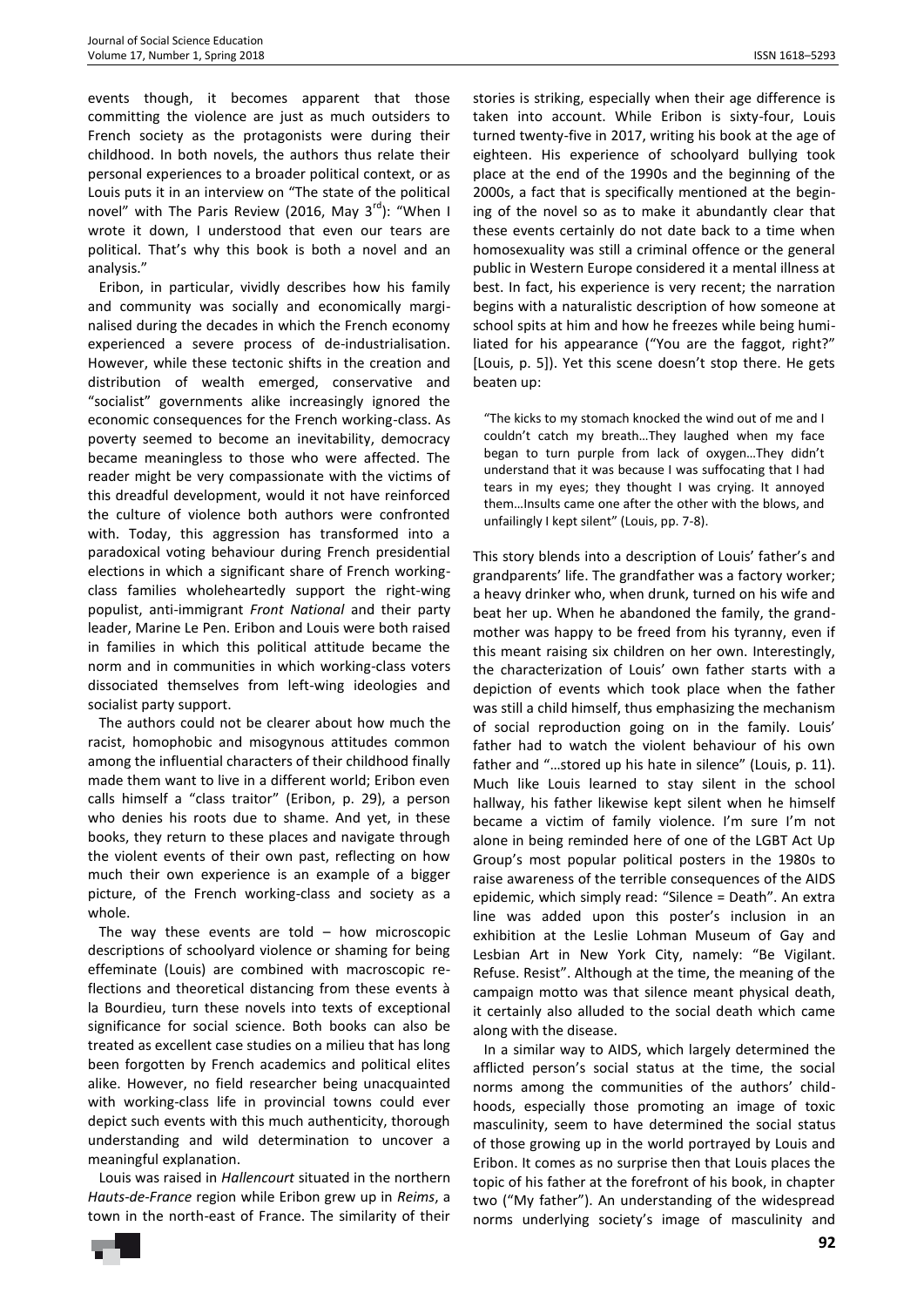events though, it becomes apparent that those committing the violence are just as much outsiders to French society as the protagonists were during their childhood. In both novels, the authors thus relate their personal experiences to a broader political context, or as Louis puts it in an interview on "The state of the political novel" with The Paris Review (2016, May 3rd): "When I wrote it down, I understood that even our tears are political. That's why this book is both a novel and an analysis."

Eribon, in particular, vividly describes how his family and community was socially and economically marginalised during the decades in which the French economy experienced a severe process of de-industrialisation. However, while these tectonic shifts in the creation and distribution of wealth emerged, conservative and "socialist" governments alike increasingly ignored the economic consequences for the French working-class. As poverty seemed to become an inevitability, democracy became meaningless to those who were affected. The reader might be very compassionate with the victims of this dreadful development, would it not have reinforced the culture of violence both authors were confronted with. Today, this aggression has transformed into a paradoxical voting behaviour during French presidential elections in which a significant share of French working-class families wholeheartedly support the right-wing populist, anti-immigrant *Front National* and their party leader, Marine Le Pen. Eribon and Louis were both raised in families in which this political attitude became the norm and in communities in which working-class voters dissociated themselves from left-wing ideologies and socialist party support.

The authors could not be clearer about how much the racist, homophobic and misogynous attitudes common among the influential characters of their childhood finally made them want to live in a different world; Eribon even calls himself a "class traitor" (Eribon, p. 29), a person who denies his roots due to shame. And yet, in these books, they return to these places and navigate through the violent events of their own past, reflecting on how much their own experience is an example of a bigger picture, of the French working-class and society as a whole.

The way these events are told – how microscopic descriptions of schoolyard violence or shaming for being effeminate (Louis) are combined with macroscopic reflections and theoretical distancing from these events à la Bourdieu, turn these novels into texts of exceptional significance for social science. Both books can also be treated as excellent case studies on a milieu that has long been forgotten by French academics and political elites alike. However, no field researcher being unacquainted with working-class life in provincial towns could ever depict such events with this much authenticity, thorough understanding and wild determination to uncover a meaningful explanation.

Louis was raised in *Hallencourt* situated in the northern *Hauts-de-France* region while Eribon grew up in *Reims*, a town in the north-east of France. The similarity of their stories is striking, especially when their age difference is taken into account. While Eribon is sixty-four, Louis turned twenty-five in 2017, writing his book at the age of eighteen. His experience of schoolyard bullying took place at the end of the 1990s and the beginning of the 2000s, a fact that is specifically mentioned at the beginning of the novel so as to make it abundantly clear that these events certainly do not date back to a time when homosexuality was still a criminal offence or the general public in Western Europe considered it a mental illness at best. In fact, his experience is very recent; the narration begins with a naturalistic description of how someone at school spits at him and how he freezes while being humiliated for his appearance ("You are the faggot, right?" [Louis, p. 5]). Yet this scene doesn't stop there. He gets beaten up:

> "The kicks to my stomach knocked the wind out of me and I couldn't catch my breath…They laughed when my face began to turn purple from lack of oxygen…They didn't understand that it was because I was suffocating that I had tears in my eyes; they thought I was crying. It annoyed them…Insults came one after the other with the blows, and unfailingly I kept silent" (Louis, pp. 7-8).

This story blends into a description of Louis' father's and grandparents' life. The grandfather was a factory worker; a heavy drinker who, when drunk, turned on his wife and beat her up. When he abandoned the family, the grandmother was happy to be freed from his tyranny, even if this meant raising six children on her own. Interestingly, the characterization of Louis' own father starts with a depiction of events which took place when the father was still a child himself, thus emphasizing the mechanism of social reproduction going on in the family. Louis' father had to watch the violent behaviour of his own father and "…stored up his hate in silence" (Louis, p. 11). Much like Louis learned to stay silent in the school hallway, his father likewise kept silent when he himself became a victim of family violence. I'm sure I'm not alone in being reminded here of one of the LGBT Act Up Group's most popular political posters in the 1980s to raise awareness of the terrible consequences of the AIDS epidemic, which simply read: "Silence = Death". An extra line was added upon this poster's inclusion in an exhibition at the Leslie Lohman Museum of Gay and Lesbian Art in New York City, namely: "Be Vigilant. Refuse. Resist". Although at the time, the meaning of the campaign motto was that silence meant physical death, it certainly also alluded to the social death which came along with the disease.

In a similar way to AIDS, which largely determined the afflicted person's social status at the time, the social norms among the communities of the authors' childhoods, especially those promoting an image of toxic masculinity, seem to have determined the social status of those growing up in the world portrayed by Louis and Eribon. It comes as no surprise then that Louis places the topic of his father at the forefront of his book, in chapter two ("My father"). An understanding of the widespread norms underlying society's image of masculinity and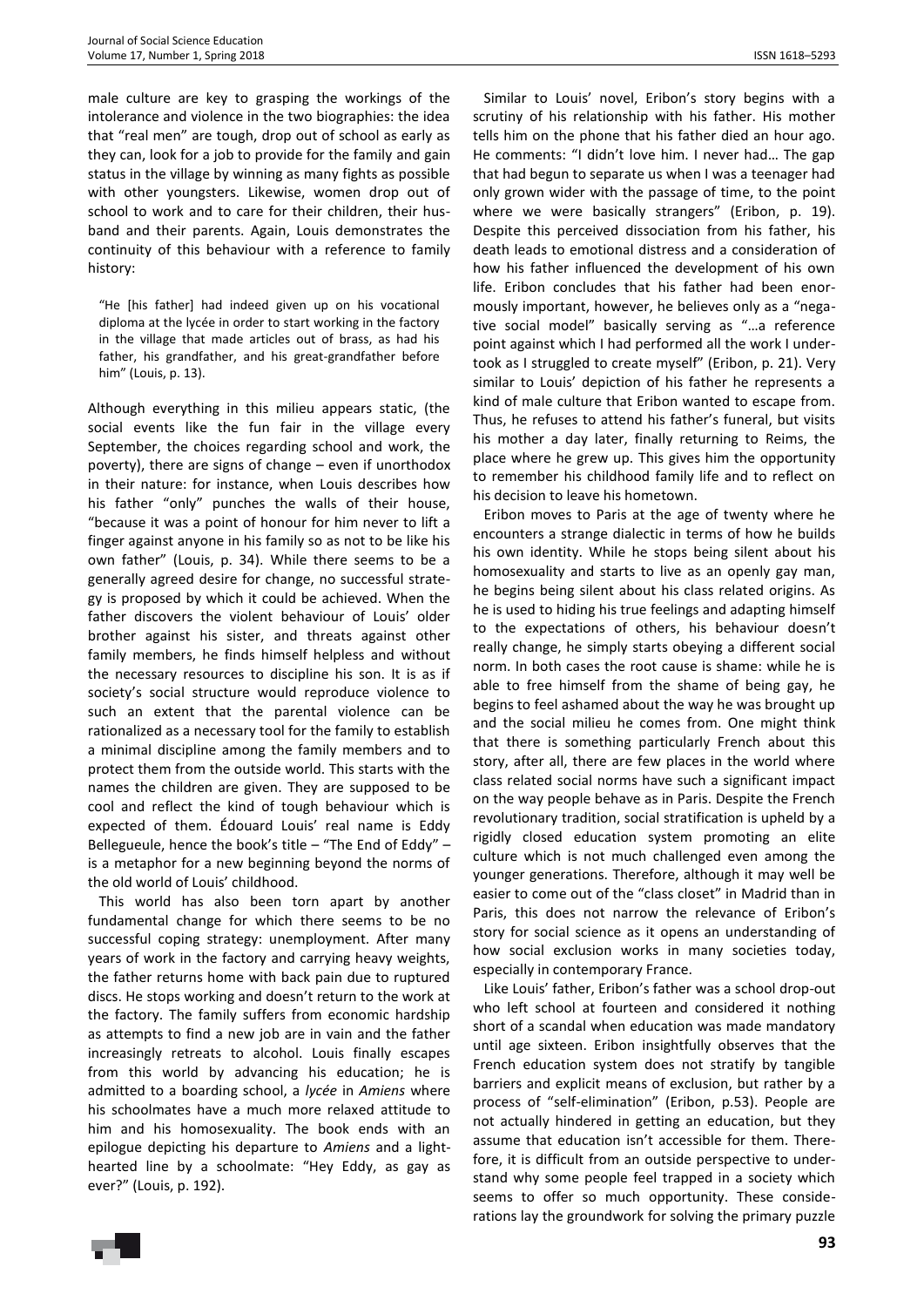male culture are key to grasping the workings of the intolerance and violence in the two biographies: the idea that "real men" are tough, drop out of school as early as they can, look for a job to provide for the family and gain status in the village by winning as many fights as possible with other youngsters. Likewise, women drop out of school to work and to care for their children, their husband and their parents. Again, Louis demonstrates the continuity of this behaviour with a reference to family history:

> "He [his father] had indeed given up on his vocational diploma at the lycée in order to start working in the factory in the village that made articles out of brass, as had his father, his grandfather, and his great-grandfather before him" (Louis, p. 13).

Although everything in this milieu appears static, (the social events like the fun fair in the village every September, the choices regarding school and work, the poverty), there are signs of change – even if unorthodox in their nature: for instance, when Louis describes how his father "only" punches the walls of their house, "because it was a point of honour for him never to lift a finger against anyone in his family so as not to be like his own father" (Louis, p. 34). While there seems to be a generally agreed desire for change, no successful strategy is proposed by which it could be achieved. When the father discovers the violent behaviour of Louis' older brother against his sister, and threats against other family members, he finds himself helpless and without the necessary resources to discipline his son. It is as if society's social structure would reproduce violence to such an extent that the parental violence can be rationalized as a necessary tool for the family to establish a minimal discipline among the family members and to protect them from the outside world. This starts with the names the children are given. They are supposed to be cool and reflect the kind of tough behaviour which is expected of them. Édouard Louis' real name is Eddy Bellegueule, hence the book's title – "The End of Eddy" – is a metaphor for a new beginning beyond the norms of the old world of Louis' childhood.

This world has also been torn apart by another fundamental change for which there seems to be no successful coping strategy: unemployment. After many years of work in the factory and carrying heavy weights, the father returns home with back pain due to ruptured discs. He stops working and doesn't return to the work at the factory. The family suffers from economic hardship as attempts to find a new job are in vain and the father increasingly retreats to alcohol. Louis finally escapes from this world by advancing his education; he is admitted to a boarding school, a *lycée* in *Amiens* where his schoolmates have a much more relaxed attitude to him and his homosexuality. The book ends with an epilogue depicting his departure to *Amiens* and a light-hearted line by a schoolmate: "Hey Eddy, as gay as ever?" (Louis, p. 192).

Similar to Louis' novel, Eribon's story begins with a scrutiny of his relationship with his father. His mother tells him on the phone that his father died an hour ago. He comments: "I didn't love him. I never had… The gap that had begun to separate us when I was a teenager had only grown wider with the passage of time, to the point where we were basically strangers" (Eribon, p. 19). Despite this perceived dissociation from his father, his death leads to emotional distress and a consideration of how his father influenced the development of his own life. Eribon concludes that his father had been enormously important, however, he believes only as a "negative social model" basically serving as "…a reference point against which I had performed all the work I undertook as I struggled to create myself" (Eribon, p. 21). Very similar to Louis' depiction of his father he represents a kind of male culture that Eribon wanted to escape from. Thus, he refuses to attend his father's funeral, but visits his mother a day later, finally returning to Reims, the place where he grew up. This gives him the opportunity to remember his childhood family life and to reflect on his decision to leave his hometown.

Eribon moves to Paris at the age of twenty where he encounters a strange dialectic in terms of how he builds his own identity. While he stops being silent about his homosexuality and starts to live as an openly gay man, he begins being silent about his class related origins. As he is used to hiding his true feelings and adapting himself to the expectations of others, his behaviour doesn't really change, he simply starts obeying a different social norm. In both cases the root cause is shame: while he is able to free himself from the shame of being gay, he begins to feel ashamed about the way he was brought up and the social milieu he comes from. One might think that there is something particularly French about this story, after all, there are few places in the world where class related social norms have such a significant impact on the way people behave as in Paris. Despite the French revolutionary tradition, social stratification is upheld by a rigidly closed education system promoting an elite culture which is not much challenged even among the younger generations. Therefore, although it may well be easier to come out of the "class closet" in Madrid than in Paris, this does not narrow the relevance of Eribon's story for social science as it opens an understanding of how social exclusion works in many societies today, especially in contemporary France.

Like Louis' father, Eribon's father was a school drop-out who left school at fourteen and considered it nothing short of a scandal when education was made mandatory until age sixteen. Eribon insightfully observes that the French education system does not stratify by tangible barriers and explicit means of exclusion, but rather by a process of "self-elimination" (Eribon, p.53). People are not actually hindered in getting an education, but they assume that education isn't accessible for them. Therefore, it is difficult from an outside perspective to understand why some people feel trapped in a society which seems to offer so much opportunity. These considerations lay the groundwork for solving the primary puzzle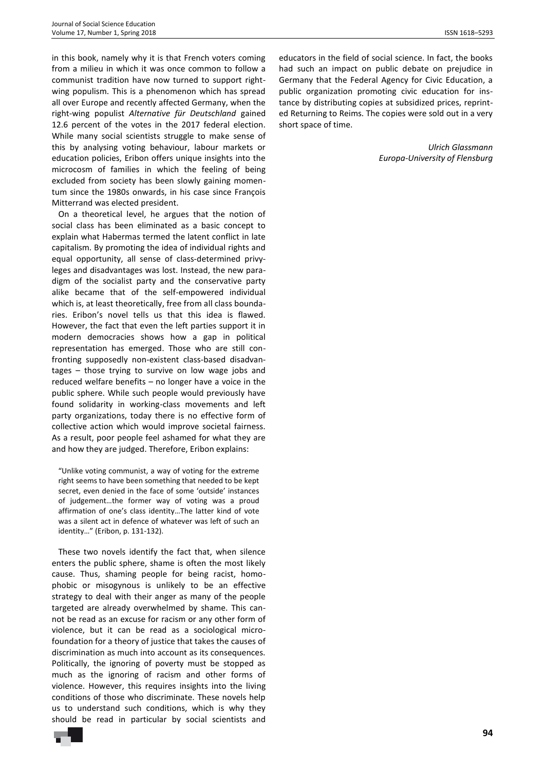in this book, namely why it is that French voters coming from a milieu in which it was once common to follow a communist tradition have now turned to support right-wing populism. This is a phenomenon which has spread all over Europe and recently affected Germany, when the right-wing populist *Alternative für Deutschland* gained 12.6 percent of the votes in the 2017 federal election. While many social scientists struggle to make sense of this by analysing voting behaviour, labour markets or education policies, Eribon offers unique insights into the microcosm of families in which the feeling of being excluded from society has been slowly gaining momentum since the 1980s onwards, in his case since François Mitterrand was elected president.

On a theoretical level, he argues that the notion of social class has been eliminated as a basic concept to explain what Habermas termed the latent conflict in late capitalism. By promoting the idea of individual rights and equal opportunity, all sense of class-determined privyleges and disadvantages was lost. Instead, the new paradigm of the socialist party and the conservative party alike became that of the self-empowered individual which is, at least theoretically, free from all class boundaries. Eribon's novel tells us that this idea is flawed. However, the fact that even the left parties support it in modern democracies shows how a gap in political representation has emerged. Those who are still confronting supposedly non-existent class-based disadvantages – those trying to survive on low wage jobs and reduced welfare benefits – no longer have a voice in the public sphere. While such people would previously have found solidarity in working-class movements and left party organizations, today there is no effective form of collective action which would improve societal fairness. As a result, poor people feel ashamed for what they are and how they are judged. Therefore, Eribon explains:

> "Unlike voting communist, a way of voting for the extreme right seems to have been something that needed to be kept secret, even denied in the face of some 'outside' instances of judgement…the former way of voting was a proud affirmation of one's class identity…The latter kind of vote was a silent act in defence of whatever was left of such an identity…" (Eribon, p. 131-132).

These two novels identify the fact that, when silence enters the public sphere, shame is often the most likely cause. Thus, shaming people for being racist, homophobic or misogynous is unlikely to be an effective strategy to deal with their anger as many of the people targeted are already overwhelmed by shame. This cannot be read as an excuse for racism or any other form of violence, but it can be read as a sociological micro-foundation for a theory of justice that takes the causes of discrimination as much into account as its consequences. Politically, the ignoring of poverty must be stopped as much as the ignoring of racism and other forms of violence. However, this requires insights into the living conditions of those who discriminate. These novels help us to understand such conditions, which is why they should be read in particular by social scientists and educators in the field of social science. In fact, the books had such an impact on public debate on prejudice in Germany that the Federal Agency for Civic Education, a public organization promoting civic education for instance by distributing copies at subsidized prices, reprinted Returning to Reims. The copies were sold out in a very short space of time.

*Ulrich Glassmann*
*Europa-University of Flensburg*